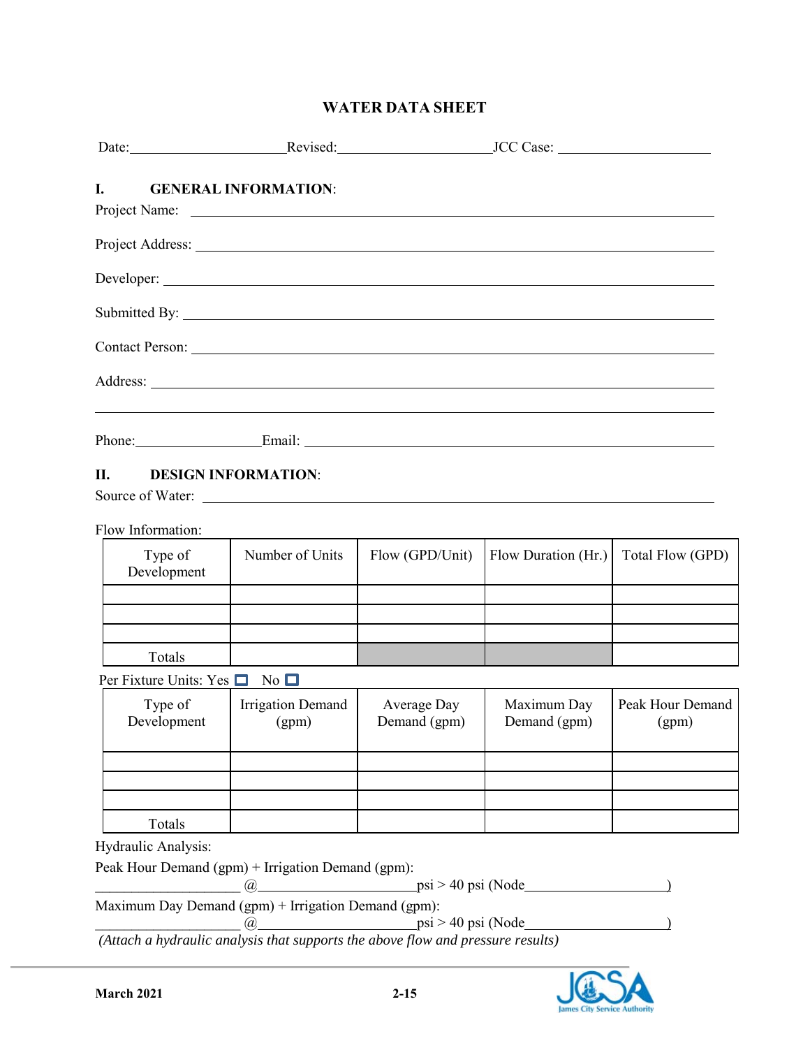# WATER DATA SHEET

Date:______________________ Revised:______________________ JCC Case: ______________________

## I. GENERAL INFORMATION:

Project Name: ____________________________________________

Project Address: ____________________________________________

Developer: ____________________________________________

Submitted By: ____________________________________________

Contact Person: ____________________________________________

Address: ____________________________________________

____________________________________________

Phone:__________________ Email: ____________________________________________

## II. DESIGN INFORMATION:

Source of Water: ____________________________________________

Flow Information:

| Type of Development | Number of Units | Flow (GPD/Unit) | Flow Duration (Hr.) | Total Flow (GPD) |
|---|---|---|---|---|
| | | | | |
| | | | | |
| | | | | |
| Totals | | | | |

Per Fixture Units: Yes ☐ No ☐

| Type of Development | Irrigation Demand (gpm) | Average Day Demand (gpm) | Maximum Day Demand (gpm) | Peak Hour Demand (gpm) |
|---|---|---|---|---|
| | | | | |
| | | | | |
| | | | | |
| Totals | | | | |

Hydraulic Analysis:

Peak Hour Demand (gpm) + Irrigation Demand (gpm):

____________________ @______________________psi > 40 psi (Node____________________)

Maximum Day Demand (gpm) + Irrigation Demand (gpm):

____________________ @______________________psi > 40 psi (Node____________________)

*(Attach a hydraulic analysis that supports the above flow and pressure results)*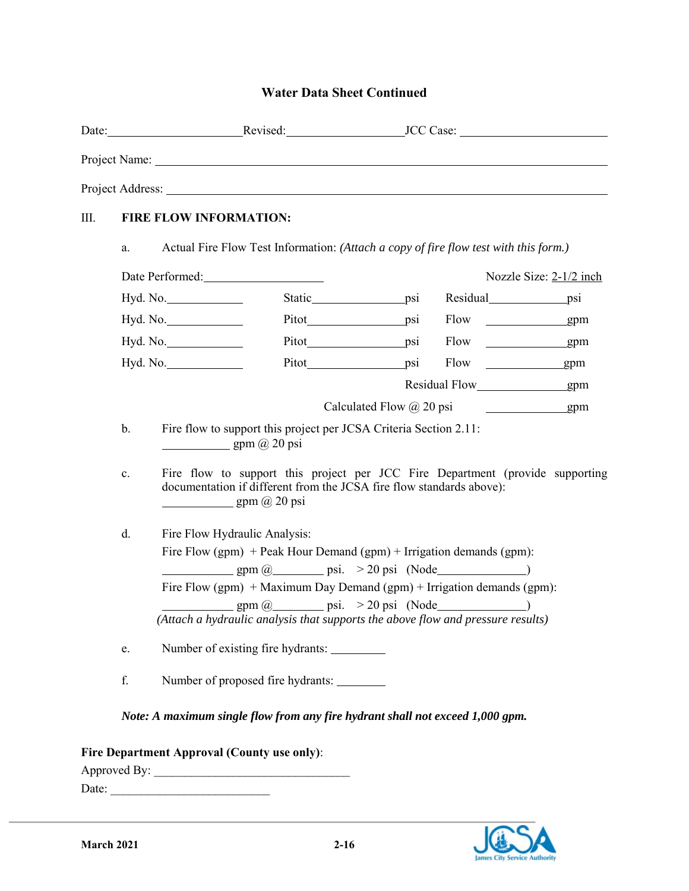# Water Data Sheet Continued

Date:\_\_\_\_\_\_\_\_\_\_\_\_\_\_\_\_\_\_\_\_\_\_ Revised:\_\_\_\_\_\_\_\_\_\_\_\_\_\_\_\_\_\_\_\_ JCC Case: \_\_\_\_\_\_\_\_\_\_\_\_\_\_\_\_\_\_\_\_\_\_\_\_

Project Name: \_\_\_\_\_\_\_\_\_\_\_\_\_\_\_\_\_\_\_\_\_\_\_\_\_\_\_\_\_\_\_\_\_\_\_\_\_\_\_\_\_\_\_\_\_\_\_\_\_\_\_\_\_\_\_\_\_\_\_\_\_\_\_\_\_\_\_\_\_\_\_\_\_\_

Project Address: \_\_\_\_\_\_\_\_\_\_\_\_\_\_\_\_\_\_\_\_\_\_\_\_\_\_\_\_\_\_\_\_\_\_\_\_\_\_\_\_\_\_\_\_\_\_\_\_\_\_\_\_\_\_\_\_\_\_\_\_\_\_\_\_\_\_\_\_\_\_\_\_

## III. FIRE FLOW INFORMATION:

a. Actual Fire Flow Test Information: *(Attach a copy of fire flow test with this form.)*

Date Performed:\_\_\_\_\_\_\_\_\_\_\_\_\_\_\_\_\_\_\_\_ Nozzle Size: 2-1/2 inch

Hyd. No.\_\_\_\_\_\_\_\_\_\_\_\_\_ Static\_\_\_\_\_\_\_\_\_\_\_\_\_\_\_\_psi Residual\_\_\_\_\_\_\_\_\_\_\_\_\_psi

Hyd. No.\_\_\_\_\_\_\_\_\_\_\_\_\_ Pitot\_\_\_\_\_\_\_\_\_\_\_\_\_\_\_\_psi Flow \_\_\_\_\_\_\_\_\_\_\_\_\_\_gpm

Hyd. No.\_\_\_\_\_\_\_\_\_\_\_\_\_ Pitot\_\_\_\_\_\_\_\_\_\_\_\_\_\_\_\_psi Flow \_\_\_\_\_\_\_\_\_\_\_\_\_\_gpm

Hyd. No.\_\_\_\_\_\_\_\_\_\_\_\_\_ Pitot\_\_\_\_\_\_\_\_\_\_\_\_\_\_\_\_psi Flow \_\_\_\_\_\_\_\_\_\_\_\_\_\_gpm

Residual Flow\_\_\_\_\_\_\_\_\_\_\_\_\_\_\_gpm

Calculated Flow @ 20 psi \_\_\_\_\_\_\_\_\_\_\_\_\_\_gpm

b. Fire flow to support this project per JCSA Criteria Section 2.11:
\_\_\_\_\_\_\_\_\_\_\_ gpm @ 20 psi

c. Fire flow to support this project per JCC Fire Department (provide supporting documentation if different from the JCSA fire flow standards above):
\_\_\_\_\_\_\_\_\_\_\_\_ gpm @ 20 psi

d. Fire Flow Hydraulic Analysis:
Fire Flow (gpm) + Peak Hour Demand (gpm) + Irrigation demands (gpm):
\_\_\_\_\_\_\_\_\_\_\_\_ gpm @\_\_\_\_\_\_\_\_ psi. > 20 psi (Node\_\_\_\_\_\_\_\_\_\_\_\_\_\_\_)
Fire Flow (gpm) + Maximum Day Demand (gpm) + Irrigation demands (gpm):
\_\_\_\_\_\_\_\_\_\_\_\_ gpm @\_\_\_\_\_\_\_\_ psi. > 20 psi (Node\_\_\_\_\_\_\_\_\_\_\_\_\_\_\_)
*(Attach a hydraulic analysis that supports the above flow and pressure results)*

e. Number of existing fire hydrants: \_\_\_\_\_\_\_\_\_

f. Number of proposed fire hydrants: \_\_\_\_\_\_\_\_

***Note: A maximum single flow from any fire hydrant shall not exceed 1,000 gpm.***

**Fire Department Approval (County use only)**:

Approved By: \_\_\_\_\_\_\_\_\_\_\_\_\_\_\_\_\_\_\_\_\_\_\_\_\_\_\_\_\_\_\_\_\_

Date: \_\_\_\_\_\_\_\_\_\_\_\_\_\_\_\_\_\_\_\_\_\_\_\_\_\_\_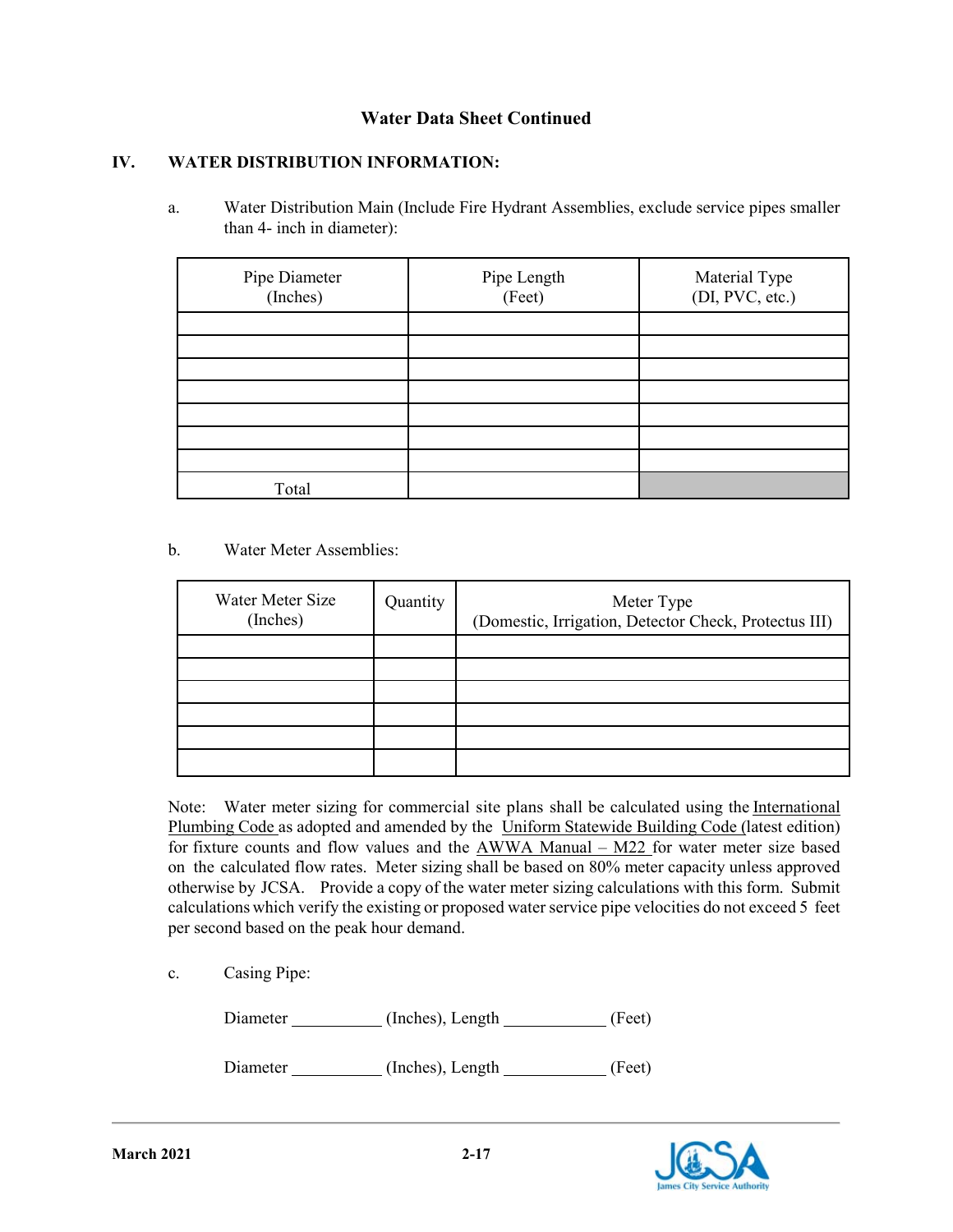### Water Data Sheet Continued

**IV. WATER DISTRIBUTION INFORMATION:**

a. Water Distribution Main (Include Fire Hydrant Assemblies, exclude service pipes smaller than 4- inch in diameter):

| Pipe Diameter (Inches) | Pipe Length (Feet) | Material Type (DI, PVC, etc.) |
|---|---|---|
| | | |
| | | |
| | | |
| | | |
| | | |
| | | |
| | | |
| Total | | |

b. Water Meter Assemblies:

| Water Meter Size (Inches) | Quantity | Meter Type (Domestic, Irrigation, Detector Check, Protectus III) |
|---|---|---|
| | | |
| | | |
| | | |
| | | |
| | | |
| | | |

Note: Water meter sizing for commercial site plans shall be calculated using the International Plumbing Code as adopted and amended by the Uniform Statewide Building Code (latest edition) for fixture counts and flow values and the AWWA Manual – M22 for water meter size based on the calculated flow rates. Meter sizing shall be based on 80% meter capacity unless approved otherwise by JCSA. Provide a copy of the water meter sizing calculations with this form. Submit calculations which verify the existing or proposed water service pipe velocities do not exceed 5 feet per second based on the peak hour demand.

c. Casing Pipe:

Diameter __________ (Inches), Length ___________ (Feet)

Diameter __________ (Inches), Length ___________ (Feet)